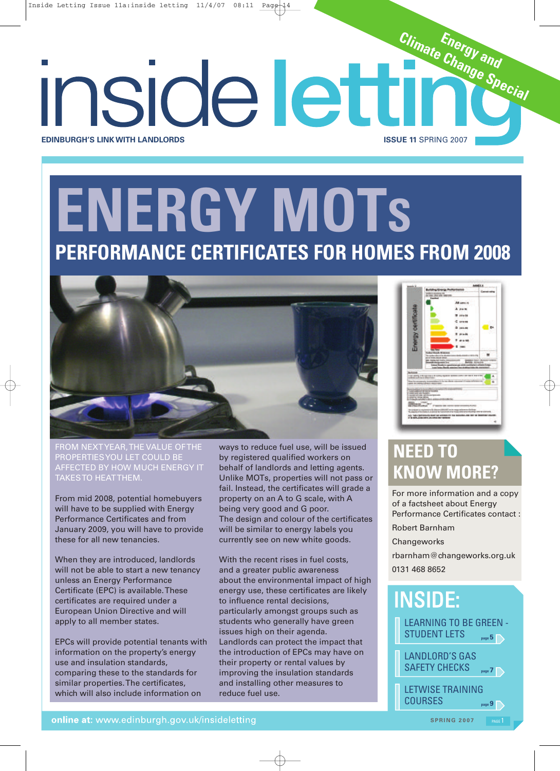# inside letting

**EDINBURGH'S LINK WITH LANDLORDS**

**ISSUE 11** SPRING 2007

Energy and Climate Change Special

# ENERGY MOTs

## PERFORMANCE CERTIFICATES FOR HOMES FROM 2008

FROM NEXT YEAR, THE VALUE OF THE PROPERTIES YOU LET COULD BE AFFECTED BY HOW MUCH ENERGY IT TAKES TO HEAT THEM.

From mid 2008, potential homebuyers will have to be supplied with Energy Performance Certificates and from January 2009, you will have to provide these for all new tenancies.

When they are introduced, landlords will not be able to start a new tenancy unless an Energy Performance Certificate (EPC) is available. These certificates are required under a European Union Directive and will apply to all member states.

EPCs will provide potential tenants with information on the property's energy use and insulation standards, comparing these to the standards for similar properties. The certificates, which will also include information on ways to reduce fuel use, will be issued by registered qualified workers on behalf of landlords and letting agents. Unlike MOTs, properties will not pass or fail. Instead, the certificates will grade a property on an A to G scale, with A being very good and G poor. The design and colour of the certificates will be similar to energy labels you currently see on new white goods.

With the recent rises in fuel costs, and a greater public awareness about the environmental impact of high energy use, these certificates are likely to influence rental decisions, particularly amongst groups such as students who generally have green issues high on their agenda. Landlords can protect the impact that the introduction of EPCs may have on their property or rental values by improving the insulation standards and installing other measures to reduce fuel use.

## NEED TO KNOW MORE?

For more information and a copy of a factsheet about Energy Performance Certificates contact :

Robert Barnham

Changeworks

rbarnham@changeworks.org.uk

0131 468 8652

## INSIDE:

- LEARNING TO BE GREEN - STUDENT LETS — page 5
- LANDLORD'S GAS SAFETY CHECKS — page 7
- LETWISE TRAINING COURSES — page 9

**online at:** www.edinburgh.gov.uk/insideletting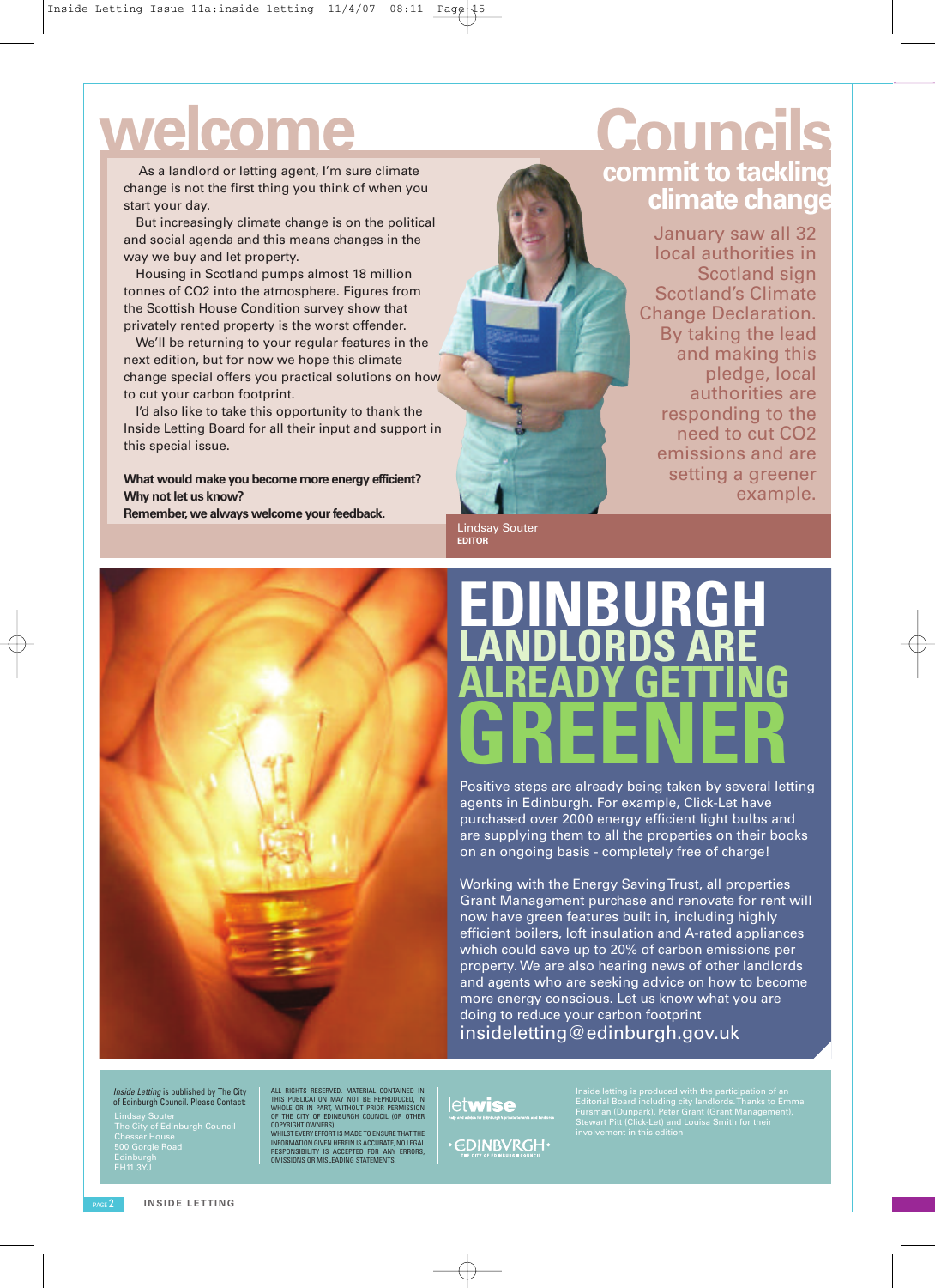# welcome

As a landlord or letting agent, I'm sure climate change is not the first thing you think of when you start your day.

But increasingly climate change is on the political and social agenda and this means changes in the way we buy and let property.

Housing in Scotland pumps almost 18 million tonnes of $CO_2$ into the atmosphere. Figures from the Scottish House Condition survey show that privately rented property is the worst offender.

We'll be returning to your regular features in the next edition, but for now we hope this climate change special offers you practical solutions on how to cut your carbon footprint.

I'd also like to take this opportunity to thank the Inside Letting Board for all their input and support in this special issue.

**What would make you become more energy efficient? Why not let us know? Remember, we always welcome your feedback.**

Lindsay Souter
**EDITOR**

# Councils commit to tackling climate change

January saw all 32 local authorities in Scotland sign Scotland's Climate Change Declaration. By taking the lead and making this pledge, local authorities are responding to the need to cut $CO_2$ emissions and are setting a greener example.

# EDINBURGH LANDLORDS ARE ALREADY GETTING GREENER

Positive steps are already being taken by several letting agents in Edinburgh. For example, Click-Let have purchased over 2000 energy efficient light bulbs and are supplying them to all the properties on their books on an ongoing basis - completely free of charge!

Working with the Energy Saving Trust, all properties Grant Management purchase and renovate for rent will now have green features built in, including highly efficient boilers, loft insulation and A-rated appliances which could save up to 20% of carbon emissions per property. We are also hearing news of other landlords and agents who are seeking advice on how to become more energy conscious. Let us know what you are doing to reduce your carbon footprint insideletting@edinburgh.gov.uk

*Inside Letting* is published by The City of Edinburgh Council. Please Contact:
Lindsay Souter
The City of Edinburgh Council
Chesser House
500 Gorgie Road
Edinburgh
EH11 3YJ

ALL RIGHTS RESERVED. MATERIAL CONTAINED IN THIS PUBLICATION MAY NOT BE REPRODUCED, IN WHOLE OR IN PART, WITHOUT PRIOR PERMISSION OF THE CITY OF EDINBURGH COUNCIL (OR OTHER COPYRIGHT OWNERS).
WHILST EVERY EFFORT IS MADE TO ENSURE THAT THE INFORMATION GIVEN HEREIN IS ACCURATE, NO LEGAL RESPONSIBILITY IS ACCEPTED FOR ANY ERRORS, OMISSIONS OR MISLEADING STATEMENTS.

letwise

EDINBVRGH – THE CITY OF EDINBURGH COUNCIL

Inside letting is produced with the participation of an Editorial Board including city landlords. Thanks to Emma Fursman (Dunpark), Peter Grant (Grant Management), Stewart Pitt (Click-Let) and Louisa Smith for their involvement in this edition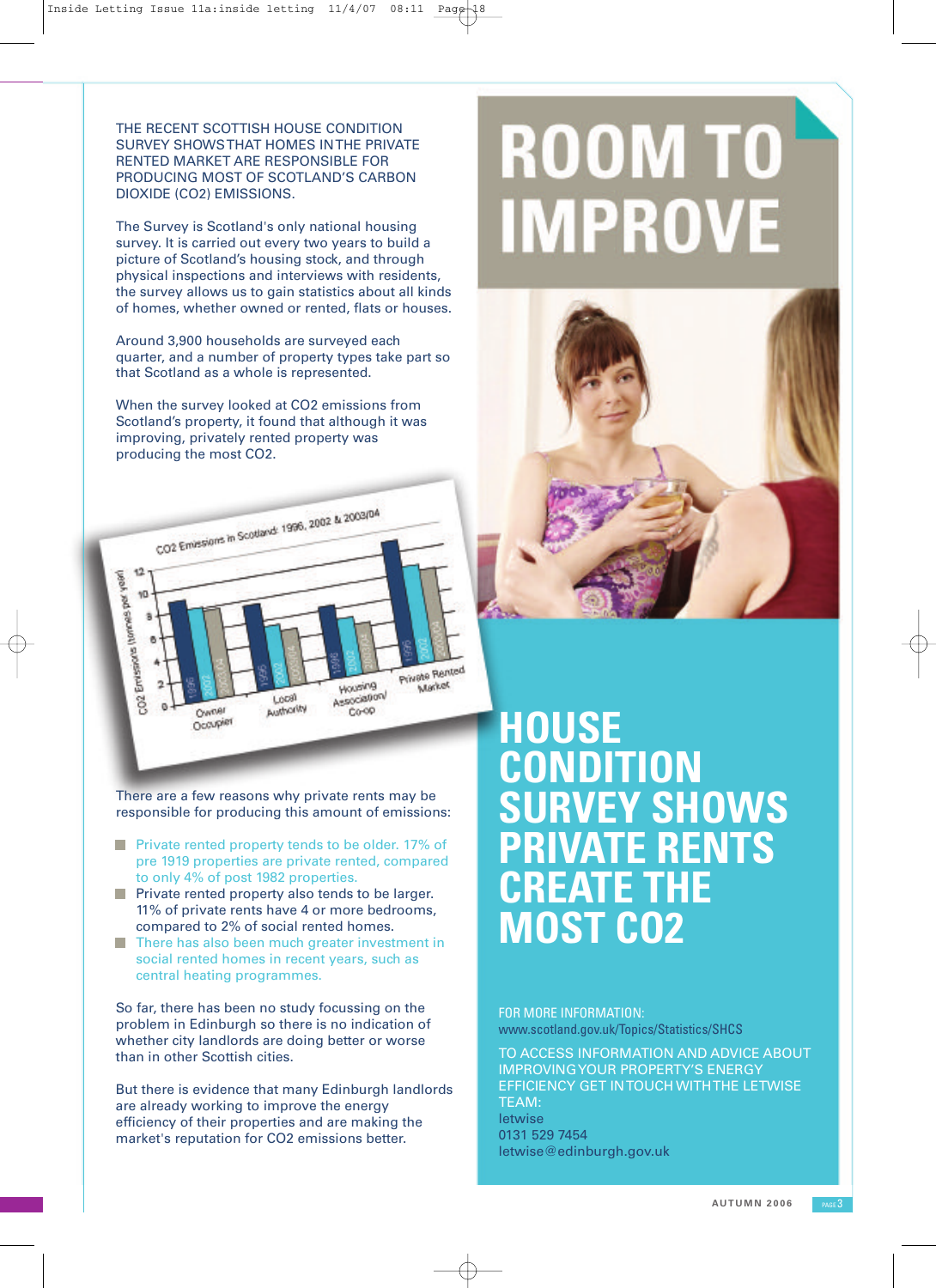# ROOM TO IMPROVE

## HOUSE CONDITION SURVEY SHOWS PRIVATE RENTS CREATE THE MOST CO2

THE RECENT SCOTTISH HOUSE CONDITION SURVEY SHOWS THAT HOMES IN THE PRIVATE RENTED MARKET ARE RESPONSIBLE FOR PRODUCING MOST OF SCOTLAND'S CARBON DIOXIDE ($CO_2$) EMISSIONS.

The Survey is Scotland's only national housing survey. It is carried out every two years to build a picture of Scotland's housing stock, and through physical inspections and interviews with residents, the survey allows us to gain statistics about all kinds of homes, whether owned or rented, flats or houses.

Around 3,900 households are surveyed each quarter, and a number of property types take part so that Scotland as a whole is represented.

When the survey looked at $CO_2$ emissions from Scotland's property, it found that although it was improving, privately rented property was producing the most $CO_2$.

CO2 Emissions in Scotland: 1996, 2002 & 2003/04

There are a few reasons why private rents may be responsible for producing this amount of emissions:

- Private rented property tends to be older. 17% of pre 1919 properties are private rented, compared to only 4% of post 1982 properties.
- Private rented property also tends to be larger. 11% of private rents have 4 or more bedrooms, compared to 2% of social rented homes.
- There has also been much greater investment in social rented homes in recent years, such as central heating programmes.

So far, there has been no study focussing on the problem in Edinburgh so there is no indication of whether city landlords are doing better or worse than in other Scottish cities.

But there is evidence that many Edinburgh landlords are already working to improve the energy efficiency of their properties and are making the market's reputation for $CO_2$ emissions better.

FOR MORE INFORMATION:
www.scotland.gov.uk/Topics/Statistics/SHCS

TO ACCESS INFORMATION AND ADVICE ABOUT IMPROVING YOUR PROPERTY'S ENERGY EFFICIENCY GET IN TOUCH WITH THE LETWISE TEAM:
letwise
0131 529 7454
letwise@edinburgh.gov.uk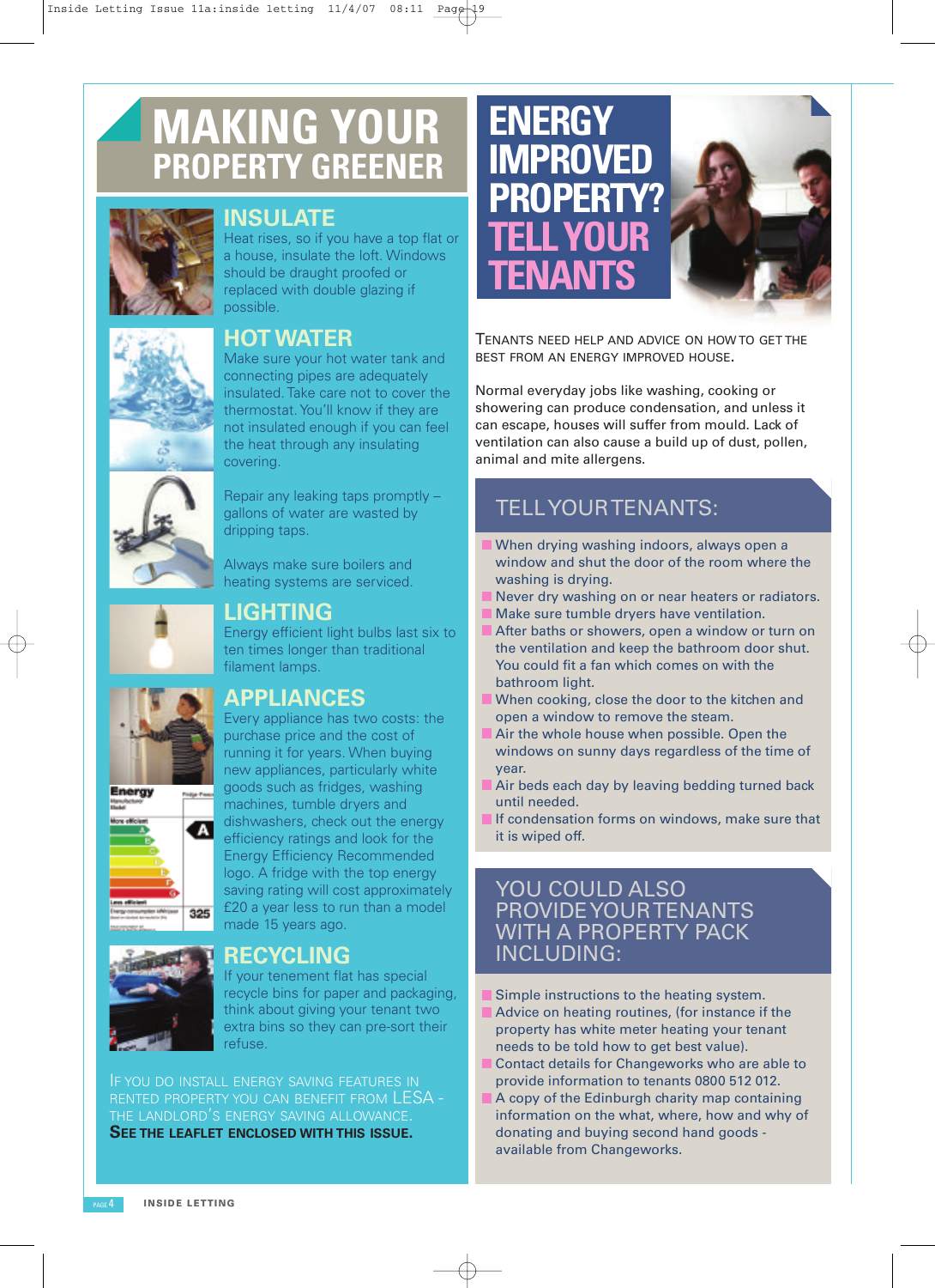# MAKING YOUR PROPERTY GREENER

## INSULATE

Heat rises, so if you have a top flat or a house, insulate the loft. Windows should be draught proofed or replaced with double glazing if possible.

## HOT WATER

Make sure your hot water tank and connecting pipes are adequately insulated. Take care not to cover the thermostat. You'll know if they are not insulated enough if you can feel the heat through any insulating covering.

Repair any leaking taps promptly – gallons of water are wasted by dripping taps.

Always make sure boilers and heating systems are serviced.

## LIGHTING

Energy efficient light bulbs last six to ten times longer than traditional filament lamps.

## APPLIANCES

Every appliance has two costs: the purchase price and the cost of running it for years. When buying new appliances, particularly white goods such as fridges, washing machines, tumble dryers and dishwashers, check out the energy efficiency ratings and look for the Energy Efficiency Recommended logo. A fridge with the top energy saving rating will cost approximately £20 a year less to run than a model made 15 years ago.

## RECYCLING

If your tenement flat has special recycle bins for paper and packaging, think about giving your tenant two extra bins so they can pre-sort their refuse.

IF YOU DO INSTALL ENERGY SAVING FEATURES IN RENTED PROPERTY YOU CAN BENEFIT FROM LESA - THE LANDLORD'S ENERGY SAVING ALLOWANCE.
**SEE THE LEAFLET ENCLOSED WITH THIS ISSUE.**

# ENERGY IMPROVED PROPERTY? TELL YOUR TENANTS

TENANTS NEED HELP AND ADVICE ON HOW TO GET THE BEST FROM AN ENERGY IMPROVED HOUSE.

Normal everyday jobs like washing, cooking or showering can produce condensation, and unless it can escape, houses will suffer from mould. Lack of ventilation can also cause a build up of dust, pollen, animal and mite allergens.

## TELL YOUR TENANTS:

- When drying washing indoors, always open a window and shut the door of the room where the washing is drying.
- Never dry washing on or near heaters or radiators.
- Make sure tumble dryers have ventilation.
- After baths or showers, open a window or turn on the ventilation and keep the bathroom door shut. You could fit a fan which comes on with the bathroom light.
- When cooking, close the door to the kitchen and open a window to remove the steam.
- Air the whole house when possible. Open the windows on sunny days regardless of the time of year.
- Air beds each day by leaving bedding turned back until needed.
- If condensation forms on windows, make sure that it is wiped off.

## YOU COULD ALSO PROVIDE YOUR TENANTS WITH A PROPERTY PACK INCLUDING:

- Simple instructions to the heating system.
- Advice on heating routines, (for instance if the property has white meter heating your tenant needs to be told how to get best value).
- Contact details for Changeworks who are able to provide information to tenants 0800 512 012.
- A copy of the Edinburgh charity map containing information on the what, where, how and why of donating and buying second hand goods - available from Changeworks.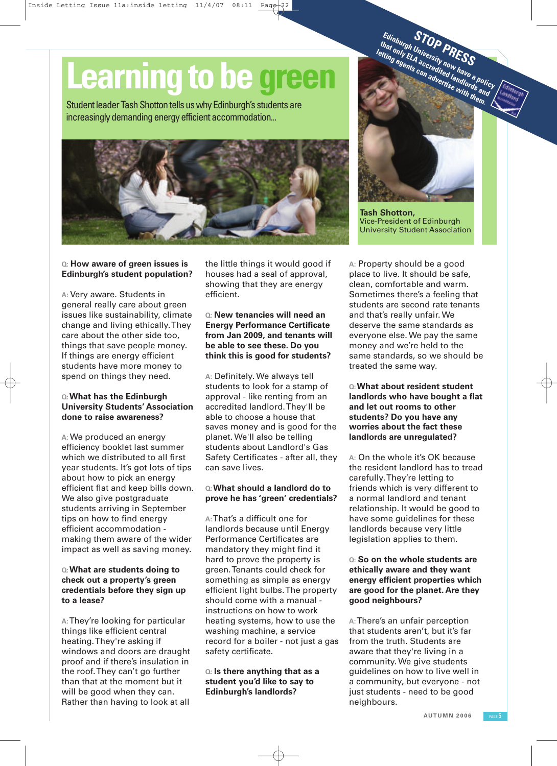# Learning to be green

Student leader Tash Shotton tells us why Edinburgh's students are increasingly demanding energy efficient accommodation...

**STOP PRESS**

**Edinburgh University now have a policy that only ELA accredited landlords and letting agents can advertise with them.**

**Tash Shotton,**
Vice-President of Edinburgh University Student Association

**Q: How aware of green issues is Edinburgh's student population?**

A: Very aware. Students in general really care about green issues like sustainability, climate change and living ethically. They care about the other side too, things that save people money. If things are energy efficient students have more money to spend on things they need.

**Q: What has the Edinburgh University Students' Association done to raise awareness?**

A: We produced an energy efficiency booklet last summer which we distributed to all first year students. It's got lots of tips about how to pick an energy efficient flat and keep bills down. We also give postgraduate students arriving in September tips on how to find energy efficient accommodation - making them aware of the wider impact as well as saving money.

**Q: What are students doing to check out a property's green credentials before they sign up to a lease?**

A: They're looking for particular things like efficient central heating. They're asking if windows and doors are draught proof and if there's insulation in the roof. They can't go further than that at the moment but it will be good when they can. Rather than having to look at all the little things it would good if houses had a seal of approval, showing that they are energy efficient.

**Q: New tenancies will need an Energy Performance Certificate from Jan 2009, and tenants will be able to see these. Do you think this is good for students?**

A: Definitely. We always tell students to look for a stamp of approval - like renting from an accredited landlord. They'll be able to choose a house that saves money and is good for the planet. We'll also be telling students about Landlord's Gas Safety Certificates - after all, they can save lives.

**Q: What should a landlord do to prove he has 'green' credentials?**

A: That's a difficult one for landlords because until Energy Performance Certificates are mandatory they might find it hard to prove the property is green. Tenants could check for something as simple as energy efficient light bulbs. The property should come with a manual - instructions on how to work heating systems, how to use the washing machine, a service record for a boiler - not just a gas safety certificate.

**Q: Is there anything that as a student you'd like to say to Edinburgh's landlords?**

A: Property should be a good place to live. It should be safe, clean, comfortable and warm. Sometimes there's a feeling that students are second rate tenants and that's really unfair. We deserve the same standards as everyone else. We pay the same money and we're held to the same standards, so we should be treated the same way.

**Q: What about resident student landlords who have bought a flat and let out rooms to other students? Do you have any worries about the fact these landlords are unregulated?**

A: On the whole it's OK because the resident landlord has to tread carefully. They're letting to friends which is very different to a normal landlord and tenant relationship. It would be good to have some guidelines for these landlords because very little legislation applies to them.

**Q: So on the whole students are ethically aware and they want energy efficient properties which are good for the planet. Are they good neighbours?**

A: There's an unfair perception that students aren't, but it's far from the truth. Students are aware that they're living in a community. We give students guidelines on how to live well in a community, but everyone - not just students - need to be good neighbours.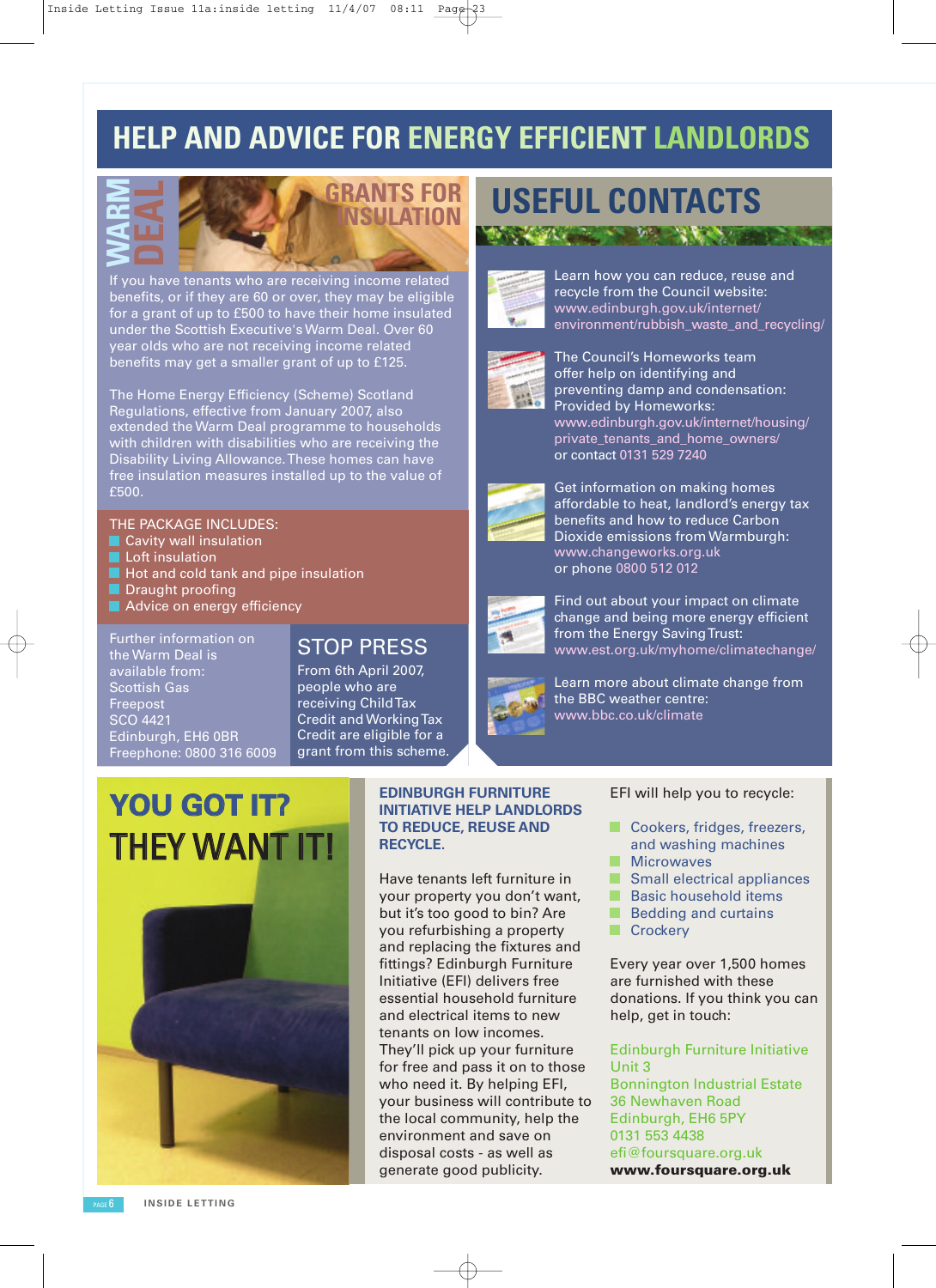# HELP AND ADVICE FOR ENERGY EFFICIENT LANDLORDS

## WARM DEAL — GRANTS FOR INSULATION

If you have tenants who are receiving income related benefits, or if they are 60 or over, they may be eligible for a grant of up to £500 to have their home insulated under the Scottish Executive's Warm Deal. Over 60 year olds who are not receiving income related benefits may get a smaller grant of up to £125.

The Home Energy Efficiency (Scheme) Scotland Regulations, effective from January 2007, also extended the Warm Deal programme to households with children with disabilities who are receiving the Disability Living Allowance. These homes can have free insulation measures installed up to the value of £500.

THE PACKAGE INCLUDES:

- Cavity wall insulation
- Loft insulation
- Hot and cold tank and pipe insulation
- Draught proofing
- Advice on energy efficiency

Further information on the Warm Deal is available from:
Scottish Gas
Freepost
SCO 4421
Edinburgh, EH6 0BR
Freephone: 0800 316 6009

### STOP PRESS

From 6th April 2007, people who are receiving Child Tax Credit and Working Tax Credit are eligible for a grant from this scheme.

## USEFUL CONTACTS

Learn how you can reduce, reuse and recycle from the Council website:
www.edinburgh.gov.uk/internet/environment/rubbish_waste_and_recycling/

The Council's Homeworks team offer help on identifying and preventing damp and condensation:
Provided by Homeworks:
www.edinburgh.gov.uk/internet/housing/private_tenants_and_home_owners/
or contact 0131 529 7240

Get information on making homes affordable to heat, landlord's energy tax benefits and how to reduce Carbon Dioxide emissions from Warmburgh:
www.changeworks.org.uk
or phone 0800 512 012

Find out about your impact on climate change and being more energy efficient from the Energy Saving Trust:
www.est.org.uk/myhome/climatechange/

Learn more about climate change from the BBC weather centre:
www.bbc.co.uk/climate

## YOU GOT IT? THEY WANT IT!

### EDINBURGH FURNITURE INITIATIVE HELP LANDLORDS TO REDUCE, REUSE AND RECYCLE.

Have tenants left furniture in your property you don't want, but it's too good to bin? Are you refurbishing a property and replacing the fixtures and fittings? Edinburgh Furniture Initiative (EFI) delivers free essential household furniture and electrical items to new tenants on low incomes. They'll pick up your furniture for free and pass it on to those who need it. By helping EFI, your business will contribute to the local community, help the environment and save on disposal costs - as well as generate good publicity.

EFI will help you to recycle:

- Cookers, fridges, freezers, and washing machines
- Microwaves
- Small electrical appliances
- Basic household items
- Bedding and curtains
- Crockery

Every year over 1,500 homes are furnished with these donations. If you think you can help, get in touch:

Edinburgh Furniture Initiative
Unit 3
Bonnington Industrial Estate
36 Newhaven Road
Edinburgh, EH6 5PY
0131 553 4438
efi@foursquare.org.uk
**www.foursquare.org.uk**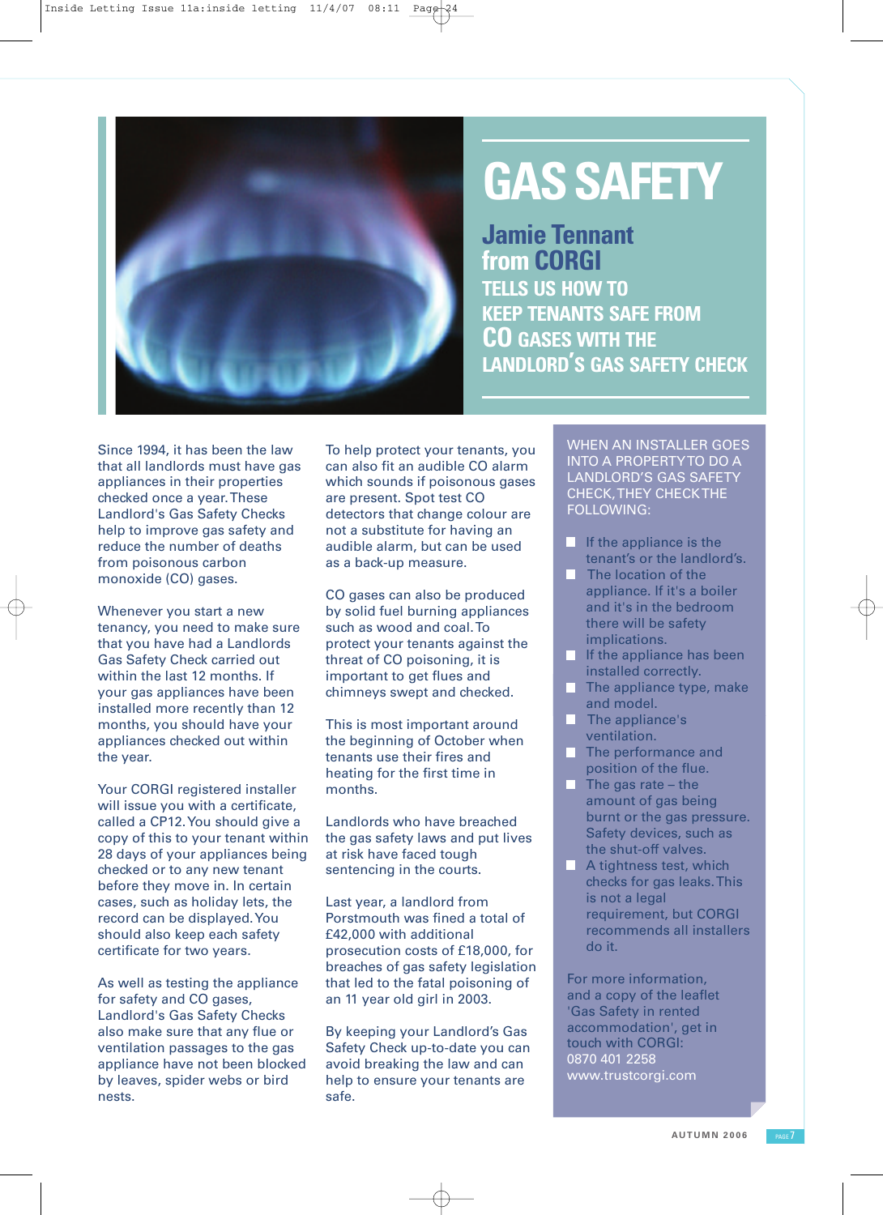# GAS SAFETY

## Jamie Tennant from CORGI

### TELLS US HOW TO KEEP TENANTS SAFE FROM CO GASES WITH THE LANDLORD'S GAS SAFETY CHECK

Since 1994, it has been the law that all landlords must have gas appliances in their properties checked once a year. These Landlord's Gas Safety Checks help to improve gas safety and reduce the number of deaths from poisonous carbon monoxide (CO) gases.

Whenever you start a new tenancy, you need to make sure that you have had a Landlords Gas Safety Check carried out within the last 12 months. If your gas appliances have been installed more recently than 12 months, you should have your appliances checked out within the year.

Your CORGI registered installer will issue you with a certificate, called a CP12. You should give a copy of this to your tenant within 28 days of your appliances being checked or to any new tenant before they move in. In certain cases, such as holiday lets, the record can be displayed. You should also keep each safety certificate for two years.

As well as testing the appliance for safety and CO gases, Landlord's Gas Safety Checks also make sure that any flue or ventilation passages to the gas appliance have not been blocked by leaves, spider webs or bird nests.

To help protect your tenants, you can also fit an audible CO alarm which sounds if poisonous gases are present. Spot test CO detectors that change colour are not a substitute for having an audible alarm, but can be used as a back-up measure.

CO gases can also be produced by solid fuel burning appliances such as wood and coal. To protect your tenants against the threat of CO poisoning, it is important to get flues and chimneys swept and checked.

This is most important around the beginning of October when tenants use their fires and heating for the first time in months.

Landlords who have breached the gas safety laws and put lives at risk have faced tough sentencing in the courts.

Last year, a landlord from Porstmouth was fined a total of £42,000 with additional prosecution costs of £18,000, for breaches of gas safety legislation that led to the fatal poisoning of an 11 year old girl in 2003.

By keeping your Landlord's Gas Safety Check up-to-date you can avoid breaking the law and can help to ensure your tenants are safe.

---

WHEN AN INSTALLER GOES INTO A PROPERTY TO DO A LANDLORD'S GAS SAFETY CHECK, THEY CHECK THE FOLLOWING:

- If the appliance is the tenant's or the landlord's.
- The location of the appliance. If it's a boiler and it's in the bedroom there will be safety implications.
- If the appliance has been installed correctly.
- The appliance type, make and model.
- The appliance's ventilation.
- The performance and position of the flue.
- The gas rate – the amount of gas being burnt or the gas pressure. Safety devices, such as the shut-off valves.
- A tightness test, which checks for gas leaks. This is not a legal requirement, but CORGI recommends all installers do it.

For more information, and a copy of the leaflet 'Gas Safety in rented accommodation', get in touch with CORGI:
0870 401 2258
www.trustcorgi.com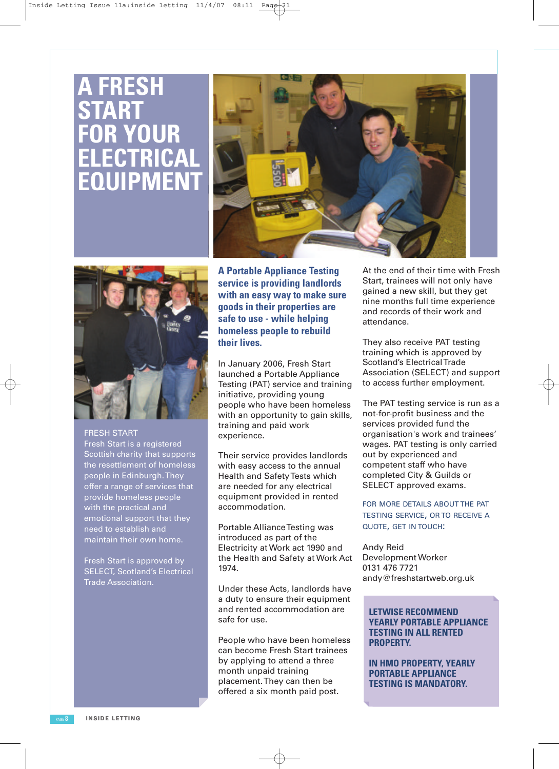# A FRESH START FOR YOUR ELECTRICAL EQUIPMENT

FRESH START
Fresh Start is a registered Scottish charity that supports the resettlement of homeless people in Edinburgh. They offer a range of services that provide homeless people with the practical and emotional support that they need to establish and maintain their own home.

Fresh Start is approved by SELECT, Scotland's Electrical Trade Association.

**A Portable Appliance Testing service is providing landlords with an easy way to make sure goods in their properties are safe to use - while helping homeless people to rebuild their lives.**

In January 2006, Fresh Start launched a Portable Appliance Testing (PAT) service and training initiative, providing young people who have been homeless with an opportunity to gain skills, training and paid work experience.

Their service provides landlords with easy access to the annual Health and Safety Tests which are needed for any electrical equipment provided in rented accommodation.

Portable Alliance Testing was introduced as part of the Electricity at Work act 1990 and the Health and Safety at Work Act 1974.

Under these Acts, landlords have a duty to ensure their equipment and rented accommodation are safe for use.

People who have been homeless can become Fresh Start trainees by applying to attend a three month unpaid training placement. They can then be offered a six month paid post.

At the end of their time with Fresh Start, trainees will not only have gained a new skill, but they get nine months full time experience and records of their work and attendance.

They also receive PAT testing training which is approved by Scotland's Electrical Trade Association (SELECT) and support to access further employment.

The PAT testing service is run as a not-for-profit business and the services provided fund the organisation's work and trainees' wages. PAT testing is only carried out by experienced and competent staff who have completed City & Guilds or SELECT approved exams.

FOR MORE DETAILS ABOUT THE PAT TESTING SERVICE, OR TO RECEIVE A QUOTE, GET IN TOUCH:

Andy Reid
Development Worker
0131 476 7721
andy@freshstartweb.org.uk

**LETWISE RECOMMEND YEARLY PORTABLE APPLIANCE TESTING IN ALL RENTED PROPERTY.**

**IN HMO PROPERTY, YEARLY PORTABLE APPLIANCE TESTING IS MANDATORY.**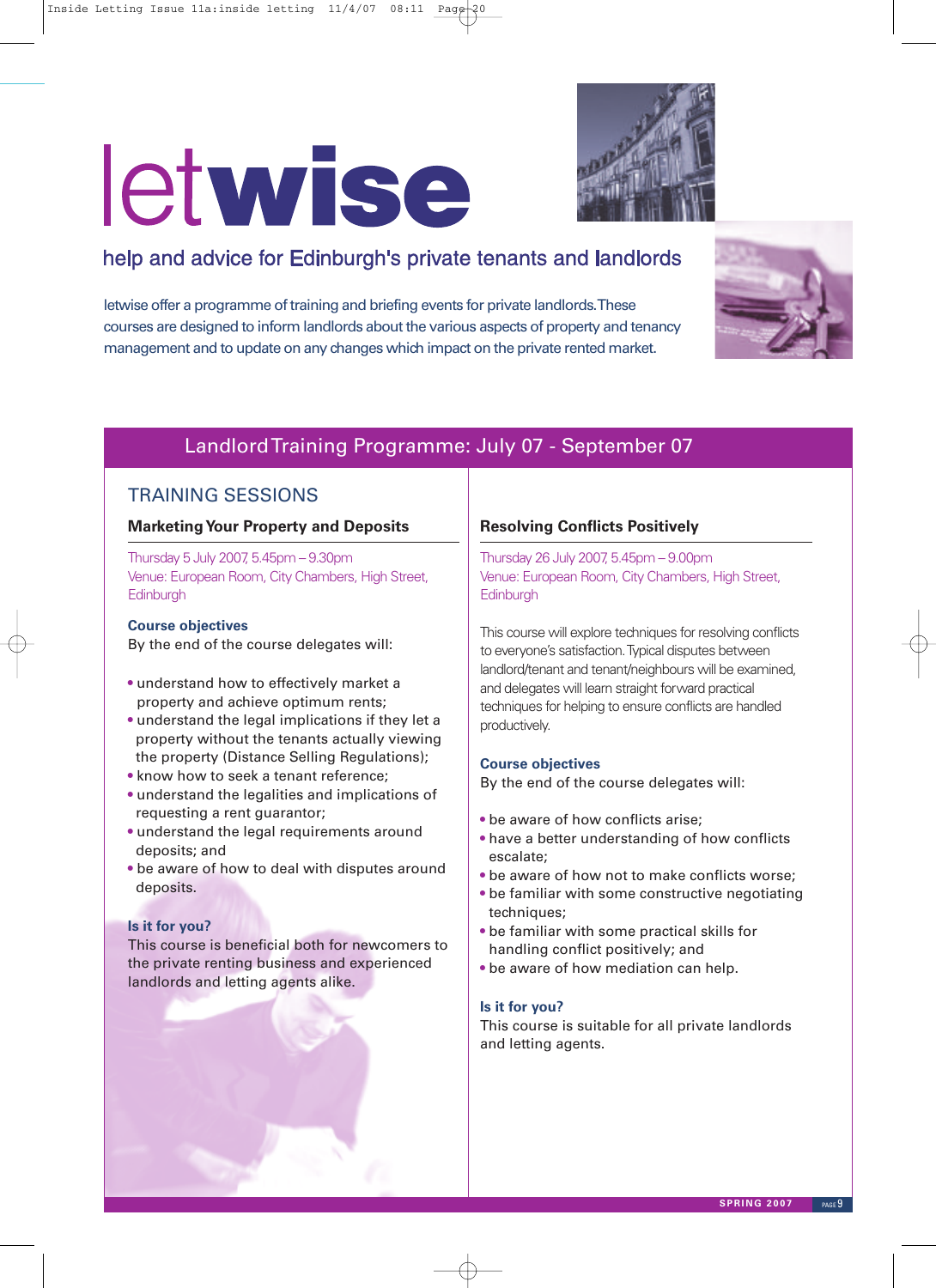# letwise

## help and advice for Edinburgh's private tenants and landlords

letwise offer a programme of training and briefing events for private landlords. These courses are designed to inform landlords about the various aspects of property and tenancy management and to update on any changes which impact on the private rented market.

## Landlord Training Programme: July 07 - September 07

### TRAINING SESSIONS

#### Marketing Your Property and Deposits

Thursday 5 July 2007, 5.45pm – 9.30pm
Venue: European Room, City Chambers, High Street, Edinburgh

**Course objectives**
By the end of the course delegates will:

- understand how to effectively market a property and achieve optimum rents;
- understand the legal implications if they let a property without the tenants actually viewing the property (Distance Selling Regulations);
- know how to seek a tenant reference;
- understand the legalities and implications of requesting a rent guarantor;
- understand the legal requirements around deposits; and
- be aware of how to deal with disputes around deposits.

**Is it for you?**
This course is beneficial both for newcomers to the private renting business and experienced landlords and letting agents alike.

#### Resolving Conflicts Positively

Thursday 26 July 2007, 5.45pm – 9.00pm
Venue: European Room, City Chambers, High Street, Edinburgh

This course will explore techniques for resolving conflicts to everyone's satisfaction. Typical disputes between landlord/tenant and tenant/neighbours will be examined, and delegates will learn straight forward practical techniques for helping to ensure conflicts are handled productively.

**Course objectives**
By the end of the course delegates will:

- be aware of how conflicts arise;
- have a better understanding of how conflicts escalate;
- be aware of how not to make conflicts worse;
- be familiar with some constructive negotiating techniques;
- be familiar with some practical skills for handling conflict positively; and
- be aware of how mediation can help.

**Is it for you?**
This course is suitable for all private landlords and letting agents.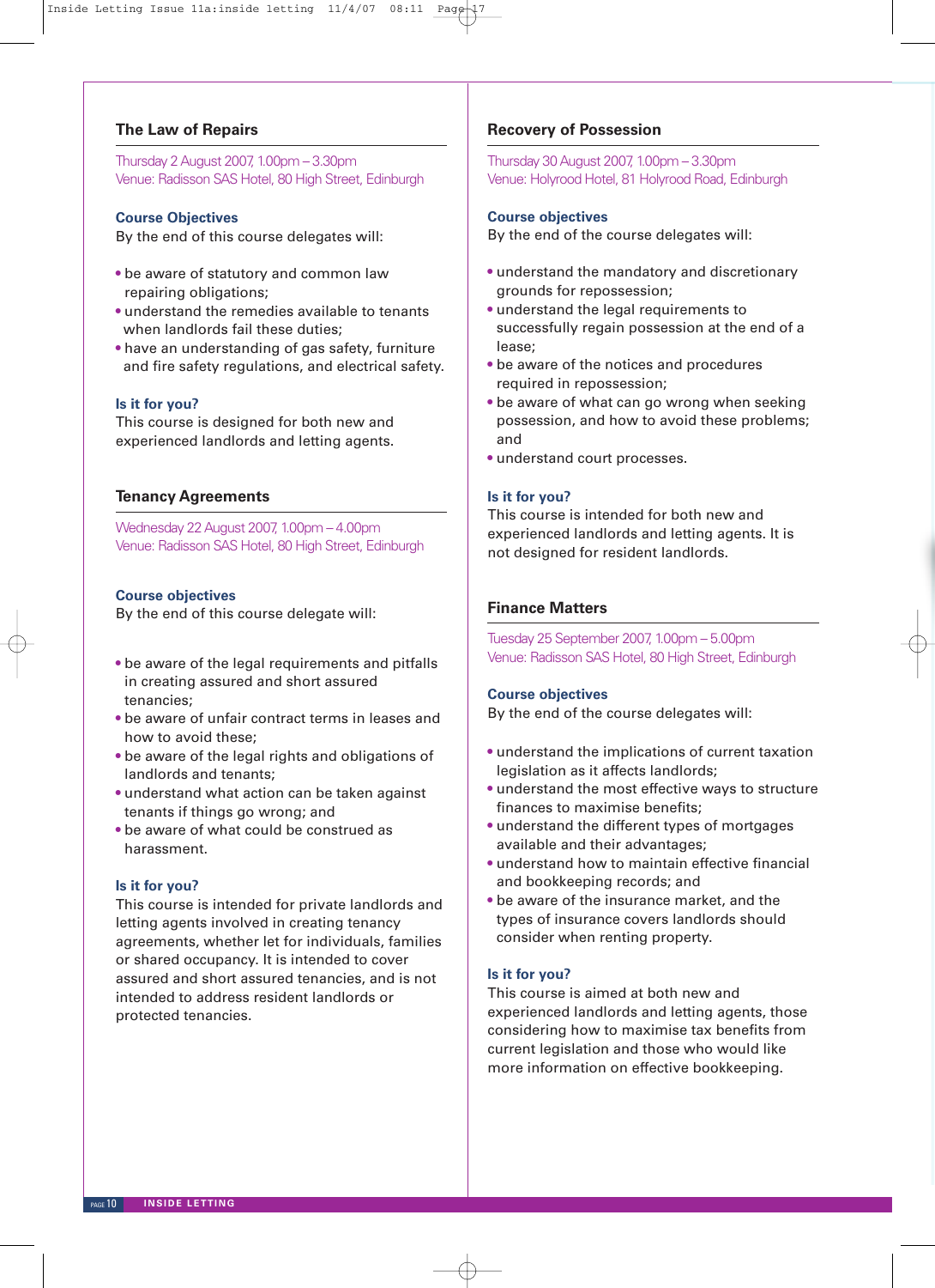## The Law of Repairs

Thursday 2 August 2007, 1.00pm – 3.30pm
Venue: Radisson SAS Hotel, 80 High Street, Edinburgh

### Course Objectives

By the end of this course delegates will:

- be aware of statutory and common law repairing obligations;
- understand the remedies available to tenants when landlords fail these duties;
- have an understanding of gas safety, furniture and fire safety regulations, and electrical safety.

### Is it for you?

This course is designed for both new and experienced landlords and letting agents.

## Tenancy Agreements

Wednesday 22 August 2007, 1.00pm – 4.00pm
Venue: Radisson SAS Hotel, 80 High Street, Edinburgh

### Course objectives

By the end of this course delegate will:

- be aware of the legal requirements and pitfalls in creating assured and short assured tenancies;
- be aware of unfair contract terms in leases and how to avoid these;
- be aware of the legal rights and obligations of landlords and tenants;
- understand what action can be taken against tenants if things go wrong; and
- be aware of what could be construed as harassment.

### Is it for you?

This course is intended for private landlords and letting agents involved in creating tenancy agreements, whether let for individuals, families or shared occupancy. It is intended to cover assured and short assured tenancies, and is not intended to address resident landlords or protected tenancies.

## Recovery of Possession

Thursday 30 August 2007, 1.00pm – 3.30pm
Venue: Holyrood Hotel, 81 Holyrood Road, Edinburgh

### Course objectives

By the end of the course delegates will:

- understand the mandatory and discretionary grounds for repossession;
- understand the legal requirements to successfully regain possession at the end of a lease;
- be aware of the notices and procedures required in repossession;
- be aware of what can go wrong when seeking possession, and how to avoid these problems; and
- understand court processes.

### Is it for you?

This course is intended for both new and experienced landlords and letting agents. It is not designed for resident landlords.

## Finance Matters

Tuesday 25 September 2007, 1.00pm – 5.00pm
Venue: Radisson SAS Hotel, 80 High Street, Edinburgh

### Course objectives

By the end of the course delegates will:

- understand the implications of current taxation legislation as it affects landlords;
- understand the most effective ways to structure finances to maximise benefits;
- understand the different types of mortgages available and their advantages;
- understand how to maintain effective financial and bookkeeping records; and
- be aware of the insurance market, and the types of insurance covers landlords should consider when renting property.

### Is it for you?

This course is aimed at both new and experienced landlords and letting agents, those considering how to maximise tax benefits from current legislation and those who would like more information on effective bookkeeping.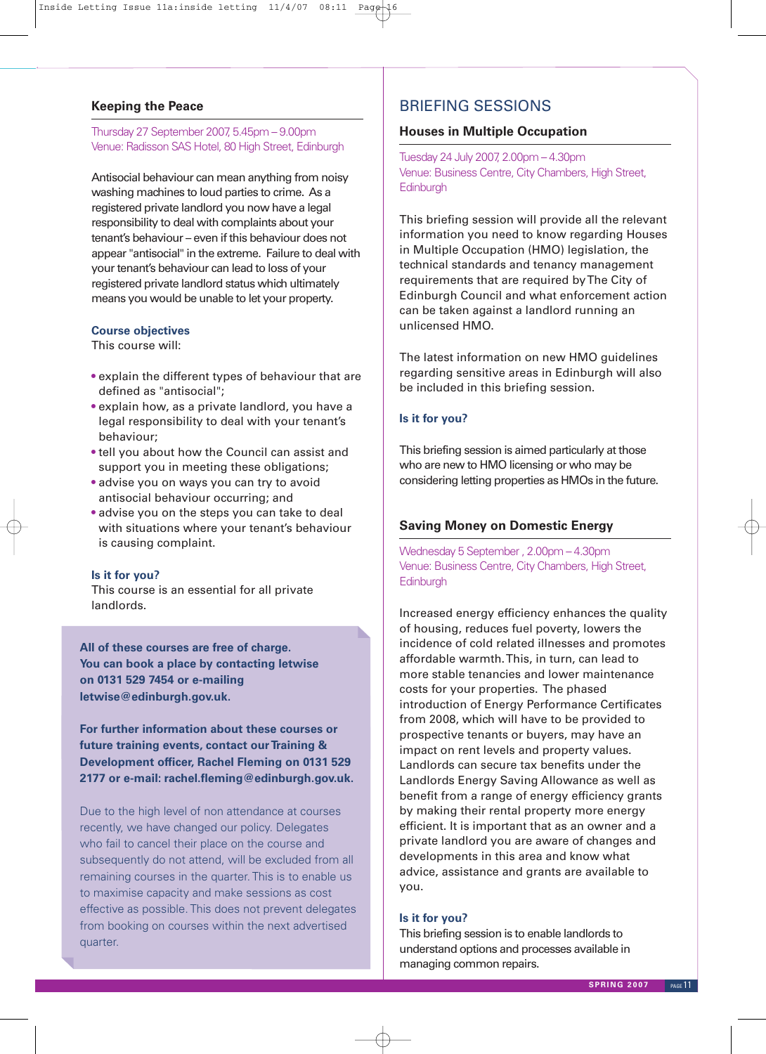## Keeping the Peace

Thursday 27 September 2007, 5.45pm – 9.00pm
Venue: Radisson SAS Hotel, 80 High Street, Edinburgh

Antisocial behaviour can mean anything from noisy washing machines to loud parties to crime. As a registered private landlord you now have a legal responsibility to deal with complaints about your tenant's behaviour – even if this behaviour does not appear "antisocial" in the extreme. Failure to deal with your tenant's behaviour can lead to loss of your registered private landlord status which ultimately means you would be unable to let your property.

### Course objectives

This course will:

- explain the different types of behaviour that are defined as "antisocial";
- explain how, as a private landlord, you have a legal responsibility to deal with your tenant's behaviour;
- tell you about how the Council can assist and support you in meeting these obligations;
- advise you on ways you can try to avoid antisocial behaviour occurring; and
- advise you on the steps you can take to deal with situations where your tenant's behaviour is causing complaint.

### Is it for you?

This course is an essential for all private landlords.

**All of these courses are free of charge. You can book a place by contacting letwise on 0131 529 7454 or e-mailing letwise@edinburgh.gov.uk.**

**For further information about these courses or future training events, contact our Training & Development officer, Rachel Fleming on 0131 529 2177 or e-mail: rachel.fleming@edinburgh.gov.uk.**

Due to the high level of non attendance at courses recently, we have changed our policy. Delegates who fail to cancel their place on the course and subsequently do not attend, will be excluded from all remaining courses in the quarter. This is to enable us to maximise capacity and make sessions as cost effective as possible. This does not prevent delegates from booking on courses within the next advertised quarter.

# BRIEFING SESSIONS

## Houses in Multiple Occupation

Tuesday 24 July 2007, 2.00pm – 4.30pm
Venue: Business Centre, City Chambers, High Street, Edinburgh

This briefing session will provide all the relevant information you need to know regarding Houses in Multiple Occupation (HMO) legislation, the technical standards and tenancy management requirements that are required by The City of Edinburgh Council and what enforcement action can be taken against a landlord running an unlicensed HMO.

The latest information on new HMO guidelines regarding sensitive areas in Edinburgh will also be included in this briefing session.

### Is it for you?

This briefing session is aimed particularly at those who are new to HMO licensing or who may be considering letting properties as HMOs in the future.

## Saving Money on Domestic Energy

Wednesday 5 September , 2.00pm – 4.30pm
Venue: Business Centre, City Chambers, High Street, Edinburgh

Increased energy efficiency enhances the quality of housing, reduces fuel poverty, lowers the incidence of cold related illnesses and promotes affordable warmth. This, in turn, can lead to more stable tenancies and lower maintenance costs for your properties. The phased introduction of Energy Performance Certificates from 2008, which will have to be provided to prospective tenants or buyers, may have an impact on rent levels and property values. Landlords can secure tax benefits under the Landlords Energy Saving Allowance as well as benefit from a range of energy efficiency grants by making their rental property more energy efficient. It is important that as an owner and a private landlord you are aware of changes and developments in this area and know what advice, assistance and grants are available to you.

### Is it for you?

This briefing session is to enable landlords to understand options and processes available in managing common repairs.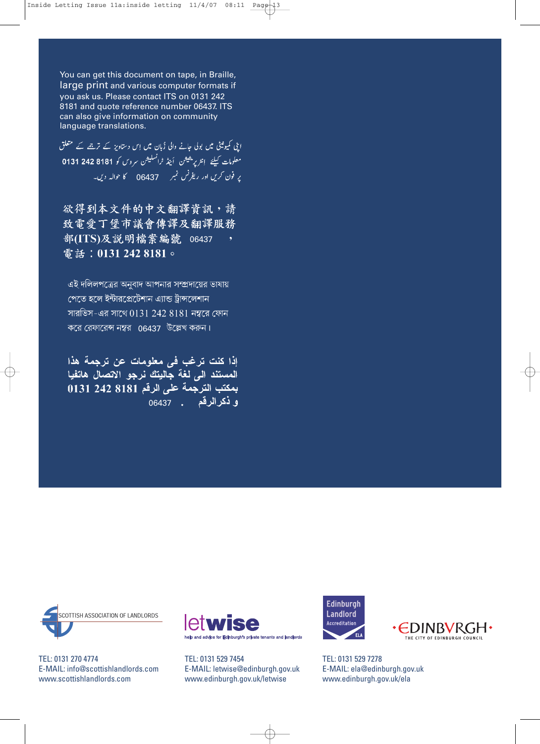You can get this document on tape, in Braille, large print and various computer formats if you ask us. Please contact ITS on 0131 242 8181 and quote reference number 06437. ITS can also give information on community language translations.

اپنی کمیونٹی میں بولی جانے والی زُبان میں اس دستاویز کے ترجمے کے متعلق معلومات کیلئے انٹرپریٹیشن اینڈ ٹرانسلیشن سروس کو 0131 242 8181 پر فون کریں اور ریفرنس نمبر 06437 کا حوالہ دیں۔

欲得到本文件的中文翻譯資訊，請致電愛丁堡市議會傳譯及翻譯服務部(ITS)及説明檔案編號 06437 ，電話：0131 242 8181。

এই দলিলপত্রের অনুবাদ আপনার সম্প্রদায়ের ভাষায় পেতে হলে ইন্টারপ্রেটেশান এ্যান্ড ট্রান্সলেশান সারভিস-এর সাথে 0131 242 8181 নম্বরে ফোন করে রেফারেন্স নম্বর 06437 উল্লেখ করুন।

إذا كنت ترغب فى معلومات عن ترجمة هذا المستند الى لغة جاليتك نرجو الاتصال هاتفيا بمكتب الترجمة على الرقم 0131 242 8181 و ذكرالرقم 06437 .

SCOTTISH ASSOCIATION OF LANDLORDS

TEL: 0131 270 4774
E-MAIL: info@scottishlandlords.com
www.scottishlandlords.com

letwise
help and advice for Edinburgh's private tenants and landlords

TEL: 0131 529 7454
E-MAIL: letwise@edinburgh.gov.uk
www.edinburgh.gov.uk/letwise

Edinburgh Landlord Accreditation ELA

EDINBVRGH THE CITY OF EDINBURGH COUNCIL

TEL: 0131 529 7278
E-MAIL: ela@edinburgh.gov.uk
www.edinburgh.gov.uk/ela